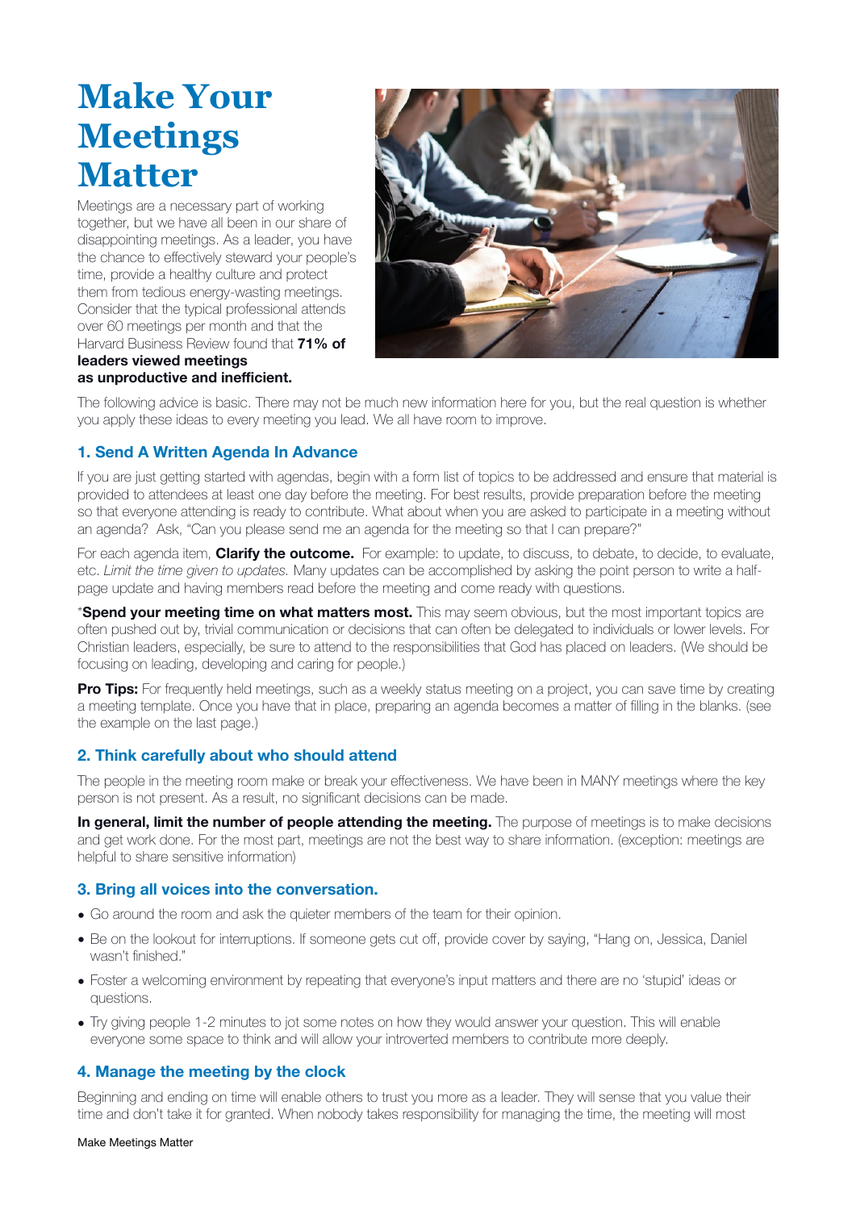# Make Your Meetings Matter

Meetings are a necessary part of working together, but we have all been in our share of disappointing meetings. As a leader, you have the chance to effectively steward your people's time, provide a healthy culture and protect them from tedious energy-wasting meetings. Consider that the typical professional attends over 60 meetings per month and that the Harvard Business Review found that **71% of leaders viewed meetings as unproductive and inefficient.**

The following advice is basic. There may not be much new information here for you, but the real question is whether you apply these ideas to every meeting you lead. We all have room to improve.

### 1. Send A Written Agenda In Advance

If you are just getting started with agendas, begin with a form list of topics to be addressed and ensure that material is provided to attendees at least one day before the meeting. For best results, provide preparation before the meeting so that everyone attending is ready to contribute. What about when you are asked to participate in a meeting without an agenda? Ask, "Can you please send me an agenda for the meeting so that I can prepare?"

For each agenda item, **Clarify the outcome.** For example: to update, to discuss, to debate, to decide, to evaluate, etc. *Limit the time given to updates.* Many updates can be accomplished by asking the point person to write a half-page update and having members read before the meeting and come ready with questions.

*__Spend your meeting time on what matters most.__ This may seem obvious, but the most important topics are often pushed out by, trivial communication or decisions that can often be delegated to individuals or lower levels. For Christian leaders, especially, be sure to attend to the responsibilities that God has placed on leaders. (We should be focusing on leading, developing and caring for people.)

**Pro Tips:** For frequently held meetings, such as a weekly status meeting on a project, you can save time by creating a meeting template. Once you have that in place, preparing an agenda becomes a matter of filling in the blanks. (see the example on the last page.)

### 2. Think carefully about who should attend

The people in the meeting room make or break your effectiveness. We have been in MANY meetings where the key person is not present. As a result, no significant decisions can be made.

**In general, limit the number of people attending the meeting.** The purpose of meetings is to make decisions and get work done. For the most part, meetings are not the best way to share information. (exception: meetings are helpful to share sensitive information)

### 3. Bring all voices into the conversation.

- Go around the room and ask the quieter members of the team for their opinion.
- Be on the lookout for interruptions. If someone gets cut off, provide cover by saying, "Hang on, Jessica, Daniel wasn't finished."
- Foster a welcoming environment by repeating that everyone's input matters and there are no 'stupid' ideas or questions.
- Try giving people 1-2 minutes to jot some notes on how they would answer your question. This will enable everyone some space to think and will allow your introverted members to contribute more deeply.

### 4. Manage the meeting by the clock

Beginning and ending on time will enable others to trust you more as a leader. They will sense that you value their time and don't take it for granted. When nobody takes responsibility for managing the time, the meeting will most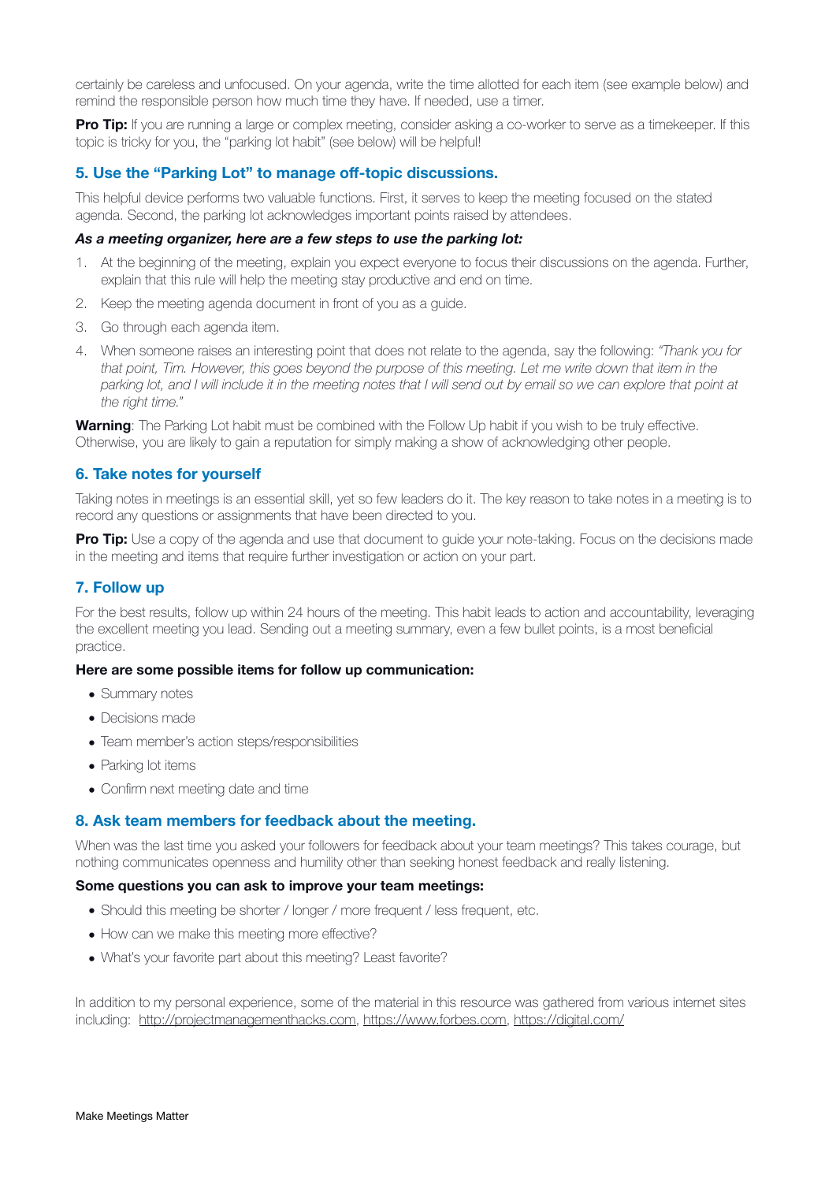certainly be careless and unfocused. On your agenda, write the time allotted for each item (see example below) and remind the responsible person how much time they have. If needed, use a timer.

**Pro Tip:** If you are running a large or complex meeting, consider asking a co-worker to serve as a timekeeper. If this topic is tricky for you, the "parking lot habit" (see below) will be helpful!

## 5. Use the "Parking Lot" to manage off-topic discussions.

This helpful device performs two valuable functions. First, it serves to keep the meeting focused on the stated agenda. Second, the parking lot acknowledges important points raised by attendees.

***As a meeting organizer, here are a few steps to use the parking lot:***

1. At the beginning of the meeting, explain you expect everyone to focus their discussions on the agenda. Further, explain that this rule will help the meeting stay productive and end on time.
2. Keep the meeting agenda document in front of you as a guide.
3. Go through each agenda item.
4. When someone raises an interesting point that does not relate to the agenda, say the following: *"Thank you for that point, Tim. However, this goes beyond the purpose of this meeting. Let me write down that item in the parking lot, and I will include it in the meeting notes that I will send out by email so we can explore that point at the right time."*

**Warning**: The Parking Lot habit must be combined with the Follow Up habit if you wish to be truly effective. Otherwise, you are likely to gain a reputation for simply making a show of acknowledging other people.

## 6. Take notes for yourself

Taking notes in meetings is an essential skill, yet so few leaders do it. The key reason to take notes in a meeting is to record any questions or assignments that have been directed to you.

**Pro Tip:** Use a copy of the agenda and use that document to guide your note-taking. Focus on the decisions made in the meeting and items that require further investigation or action on your part.

## 7. Follow up

For the best results, follow up within 24 hours of the meeting. This habit leads to action and accountability, leveraging the excellent meeting you lead. Sending out a meeting summary, even a few bullet points, is a most beneficial practice.

**Here are some possible items for follow up communication:**

- Summary notes
- Decisions made
- Team member's action steps/responsibilities
- Parking lot items
- Confirm next meeting date and time

## 8. Ask team members for feedback about the meeting.

When was the last time you asked your followers for feedback about your team meetings? This takes courage, but nothing communicates openness and humility other than seeking honest feedback and really listening.

**Some questions you can ask to improve your team meetings:**

- Should this meeting be shorter / longer / more frequent / less frequent, etc.
- How can we make this meeting more effective?
- What's your favorite part about this meeting? Least favorite?

In addition to my personal experience, some of the material in this resource was gathered from various internet sites including: http://projectmanagementhacks.com, https://www.forbes.com, https://digital.com/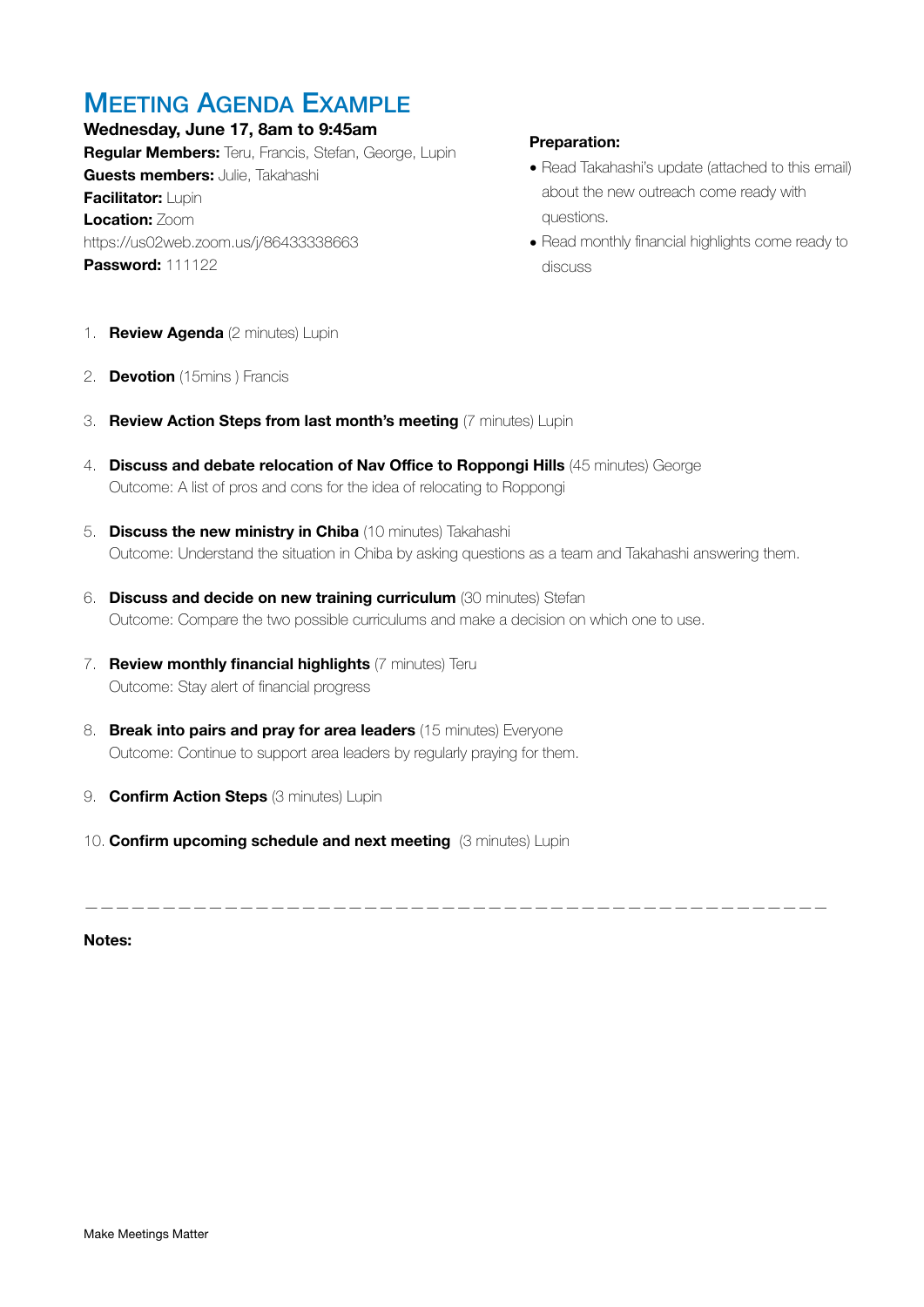# Meeting Agenda Example

**Wednesday, June 17, 8am to 9:45am**
**Regular Members:** Teru, Francis, Stefan, George, Lupin
**Guests members:** Julie, Takahashi
**Facilitator:** Lupin
**Location:** Zoom
https://us02web.zoom.us/j/86433338663
**Password:** 111122

**Preparation:**

- Read Takahashi's update (attached to this email) about the new outreach come ready with questions.
- Read monthly financial highlights come ready to discuss

1. **Review Agenda** (2 minutes) Lupin
2. **Devotion** (15mins ) Francis
3. **Review Action Steps from last month's meeting** (7 minutes) Lupin
4. **Discuss and debate relocation of Nav Office to Roppongi Hills** (45 minutes) George
   Outcome: A list of pros and cons for the idea of relocating to Roppongi
5. **Discuss the new ministry in Chiba** (10 minutes) Takahashi
   Outcome: Understand the situation in Chiba by asking questions as a team and Takahashi answering them.
6. **Discuss and decide on new training curriculum** (30 minutes) Stefan
   Outcome: Compare the two possible curriculums and make a decision on which one to use.
7. **Review monthly financial highlights** (7 minutes) Teru
   Outcome: Stay alert of financial progress
8. **Break into pairs and pray for area leaders** (15 minutes) Everyone
   Outcome: Continue to support area leaders by regularly praying for them.
9. **Confirm Action Steps** (3 minutes) Lupin
10. **Confirm upcoming schedule and next meeting** (3 minutes) Lupin

---

**Notes:**